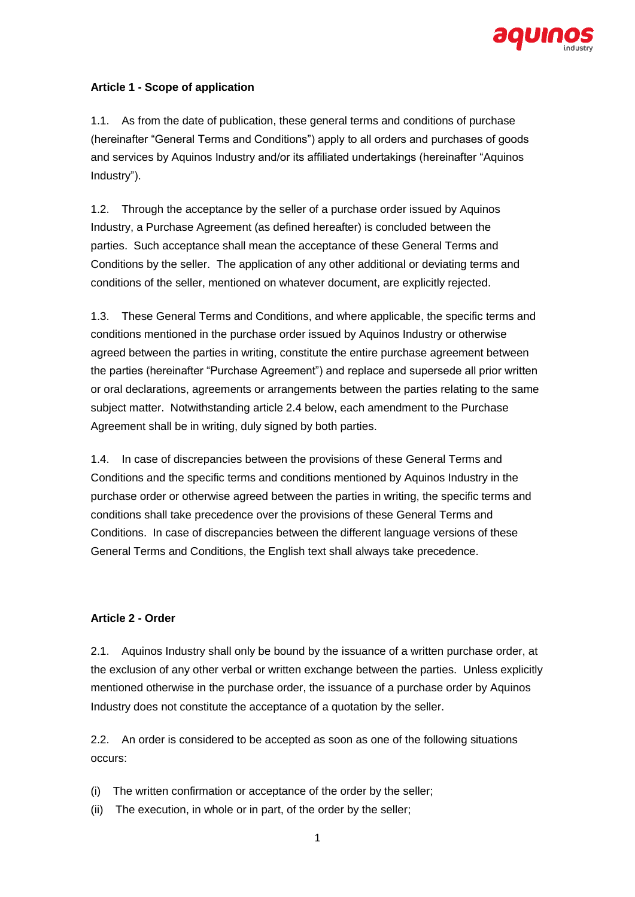**Article 1 - Scope of application**

1.1. As from the date of publication, these general terms and conditions of purchase (hereinafter “General Terms and Conditions”) apply to all orders and purchases of goods and services by Aquinos Industry and/or its affiliated undertakings (hereinafter “Aquinos Industry”).

1.2. Through the acceptance by the seller of a purchase order issued by Aquinos Industry, a Purchase Agreement (as defined hereafter) is concluded between the parties. Such acceptance shall mean the acceptance of these General Terms and Conditions by the seller. The application of any other additional or deviating terms and conditions of the seller, mentioned on whatever document, are explicitly rejected.

1.3. These General Terms and Conditions, and where applicable, the specific terms and conditions mentioned in the purchase order issued by Aquinos Industry or otherwise agreed between the parties in writing, constitute the entire purchase agreement between the parties (hereinafter “Purchase Agreement”) and replace and supersede all prior written or oral declarations, agreements or arrangements between the parties relating to the same subject matter. Notwithstanding article 2.4 below, each amendment to the Purchase Agreement shall be in writing, duly signed by both parties.

1.4. In case of discrepancies between the provisions of these General Terms and Conditions and the specific terms and conditions mentioned by Aquinos Industry in the purchase order or otherwise agreed between the parties in writing, the specific terms and conditions shall take precedence over the provisions of these General Terms and Conditions. In case of discrepancies between the different language versions of these General Terms and Conditions, the English text shall always take precedence.

**Article 2 - Order**

2.1. Aquinos Industry shall only be bound by the issuance of a written purchase order, at the exclusion of any other verbal or written exchange between the parties. Unless explicitly mentioned otherwise in the purchase order, the issuance of a purchase order by Aquinos Industry does not constitute the acceptance of a quotation by the seller.

2.2. An order is considered to be accepted as soon as one of the following situations occurs:

(i) The written confirmation or acceptance of the order by the seller;
(ii) The execution, in whole or in part, of the order by the seller;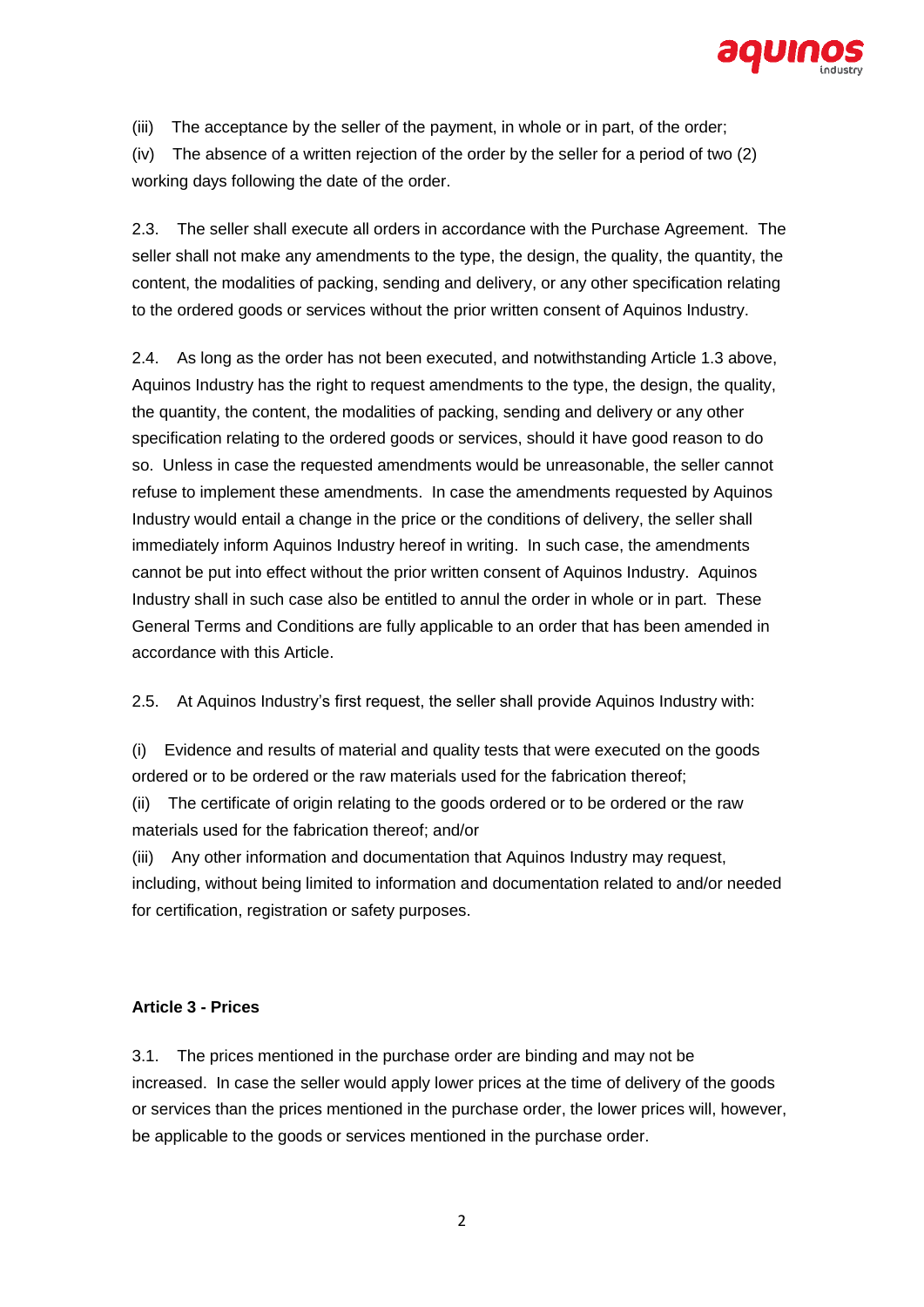(iii) The acceptance by the seller of the payment, in whole or in part, of the order;

(iv) The absence of a written rejection of the order by the seller for a period of two (2) working days following the date of the order.

2.3. The seller shall execute all orders in accordance with the Purchase Agreement. The seller shall not make any amendments to the type, the design, the quality, the quantity, the content, the modalities of packing, sending and delivery, or any other specification relating to the ordered goods or services without the prior written consent of Aquinos Industry.

2.4. As long as the order has not been executed, and notwithstanding Article 1.3 above, Aquinos Industry has the right to request amendments to the type, the design, the quality, the quantity, the content, the modalities of packing, sending and delivery or any other specification relating to the ordered goods or services, should it have good reason to do so. Unless in case the requested amendments would be unreasonable, the seller cannot refuse to implement these amendments. In case the amendments requested by Aquinos Industry would entail a change in the price or the conditions of delivery, the seller shall immediately inform Aquinos Industry hereof in writing. In such case, the amendments cannot be put into effect without the prior written consent of Aquinos Industry. Aquinos Industry shall in such case also be entitled to annul the order in whole or in part. These General Terms and Conditions are fully applicable to an order that has been amended in accordance with this Article.

2.5. At Aquinos Industry's first request, the seller shall provide Aquinos Industry with:

(i) Evidence and results of material and quality tests that were executed on the goods ordered or to be ordered or the raw materials used for the fabrication thereof;

(ii) The certificate of origin relating to the goods ordered or to be ordered or the raw materials used for the fabrication thereof; and/or

(iii) Any other information and documentation that Aquinos Industry may request, including, without being limited to information and documentation related to and/or needed for certification, registration or safety purposes.

**Article 3 - Prices**

3.1. The prices mentioned in the purchase order are binding and may not be increased. In case the seller would apply lower prices at the time of delivery of the goods or services than the prices mentioned in the purchase order, the lower prices will, however, be applicable to the goods or services mentioned in the purchase order.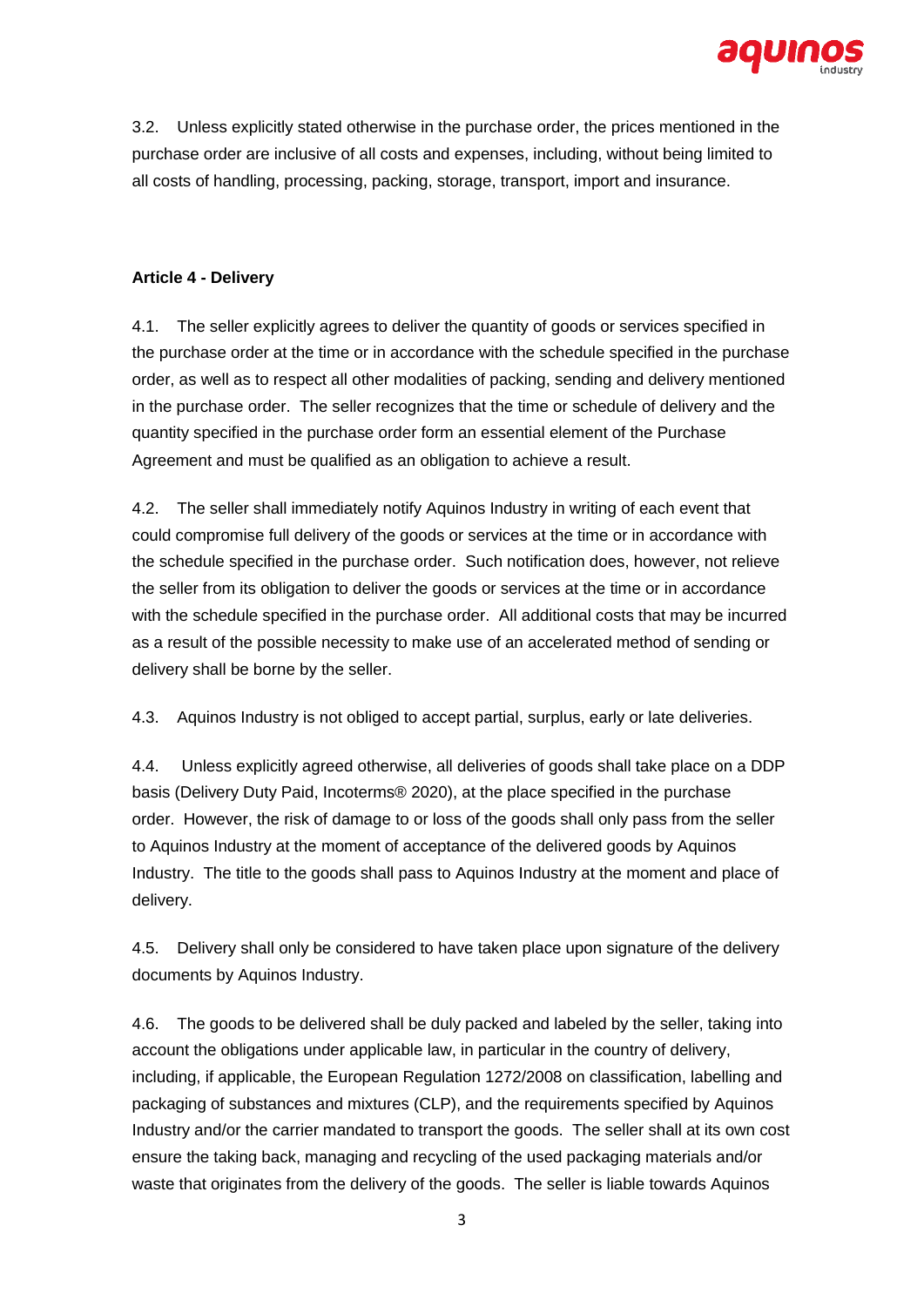3.2. Unless explicitly stated otherwise in the purchase order, the prices mentioned in the purchase order are inclusive of all costs and expenses, including, without being limited to all costs of handling, processing, packing, storage, transport, import and insurance.

**Article 4 - Delivery**

4.1. The seller explicitly agrees to deliver the quantity of goods or services specified in the purchase order at the time or in accordance with the schedule specified in the purchase order, as well as to respect all other modalities of packing, sending and delivery mentioned in the purchase order. The seller recognizes that the time or schedule of delivery and the quantity specified in the purchase order form an essential element of the Purchase Agreement and must be qualified as an obligation to achieve a result.

4.2. The seller shall immediately notify Aquinos Industry in writing of each event that could compromise full delivery of the goods or services at the time or in accordance with the schedule specified in the purchase order. Such notification does, however, not relieve the seller from its obligation to deliver the goods or services at the time or in accordance with the schedule specified in the purchase order. All additional costs that may be incurred as a result of the possible necessity to make use of an accelerated method of sending or delivery shall be borne by the seller.

4.3. Aquinos Industry is not obliged to accept partial, surplus, early or late deliveries.

4.4. Unless explicitly agreed otherwise, all deliveries of goods shall take place on a DDP basis (Delivery Duty Paid, Incoterms® 2020), at the place specified in the purchase order. However, the risk of damage to or loss of the goods shall only pass from the seller to Aquinos Industry at the moment of acceptance of the delivered goods by Aquinos Industry. The title to the goods shall pass to Aquinos Industry at the moment and place of delivery.

4.5. Delivery shall only be considered to have taken place upon signature of the delivery documents by Aquinos Industry.

4.6. The goods to be delivered shall be duly packed and labeled by the seller, taking into account the obligations under applicable law, in particular in the country of delivery, including, if applicable, the European Regulation 1272/2008 on classification, labelling and packaging of substances and mixtures (CLP), and the requirements specified by Aquinos Industry and/or the carrier mandated to transport the goods. The seller shall at its own cost ensure the taking back, managing and recycling of the used packaging materials and/or waste that originates from the delivery of the goods. The seller is liable towards Aquinos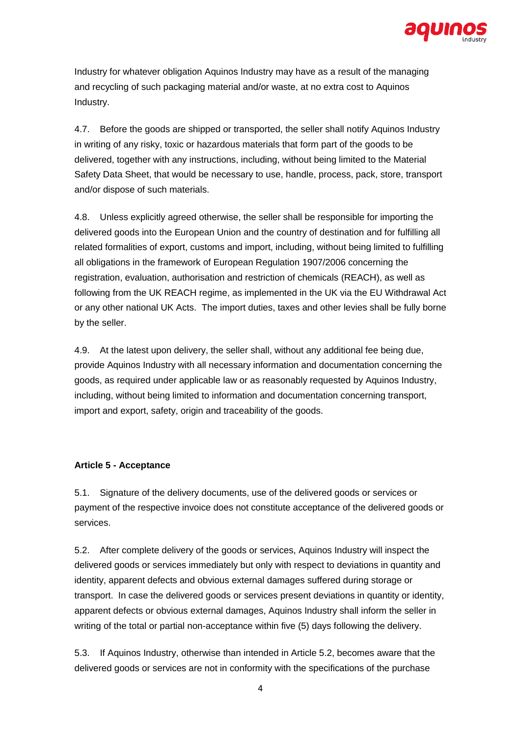Industry for whatever obligation Aquinos Industry may have as a result of the managing and recycling of such packaging material and/or waste, at no extra cost to Aquinos Industry.

4.7. Before the goods are shipped or transported, the seller shall notify Aquinos Industry in writing of any risky, toxic or hazardous materials that form part of the goods to be delivered, together with any instructions, including, without being limited to the Material Safety Data Sheet, that would be necessary to use, handle, process, pack, store, transport and/or dispose of such materials.

4.8. Unless explicitly agreed otherwise, the seller shall be responsible for importing the delivered goods into the European Union and the country of destination and for fulfilling all related formalities of export, customs and import, including, without being limited to fulfilling all obligations in the framework of European Regulation 1907/2006 concerning the registration, evaluation, authorisation and restriction of chemicals (REACH), as well as following from the UK REACH regime, as implemented in the UK via the EU Withdrawal Act or any other national UK Acts. The import duties, taxes and other levies shall be fully borne by the seller.

4.9. At the latest upon delivery, the seller shall, without any additional fee being due, provide Aquinos Industry with all necessary information and documentation concerning the goods, as required under applicable law or as reasonably requested by Aquinos Industry, including, without being limited to information and documentation concerning transport, import and export, safety, origin and traceability of the goods.

**Article 5 - Acceptance**

5.1. Signature of the delivery documents, use of the delivered goods or services or payment of the respective invoice does not constitute acceptance of the delivered goods or services.

5.2. After complete delivery of the goods or services, Aquinos Industry will inspect the delivered goods or services immediately but only with respect to deviations in quantity and identity, apparent defects and obvious external damages suffered during storage or transport. In case the delivered goods or services present deviations in quantity or identity, apparent defects or obvious external damages, Aquinos Industry shall inform the seller in writing of the total or partial non-acceptance within five (5) days following the delivery.

5.3. If Aquinos Industry, otherwise than intended in Article 5.2, becomes aware that the delivered goods or services are not in conformity with the specifications of the purchase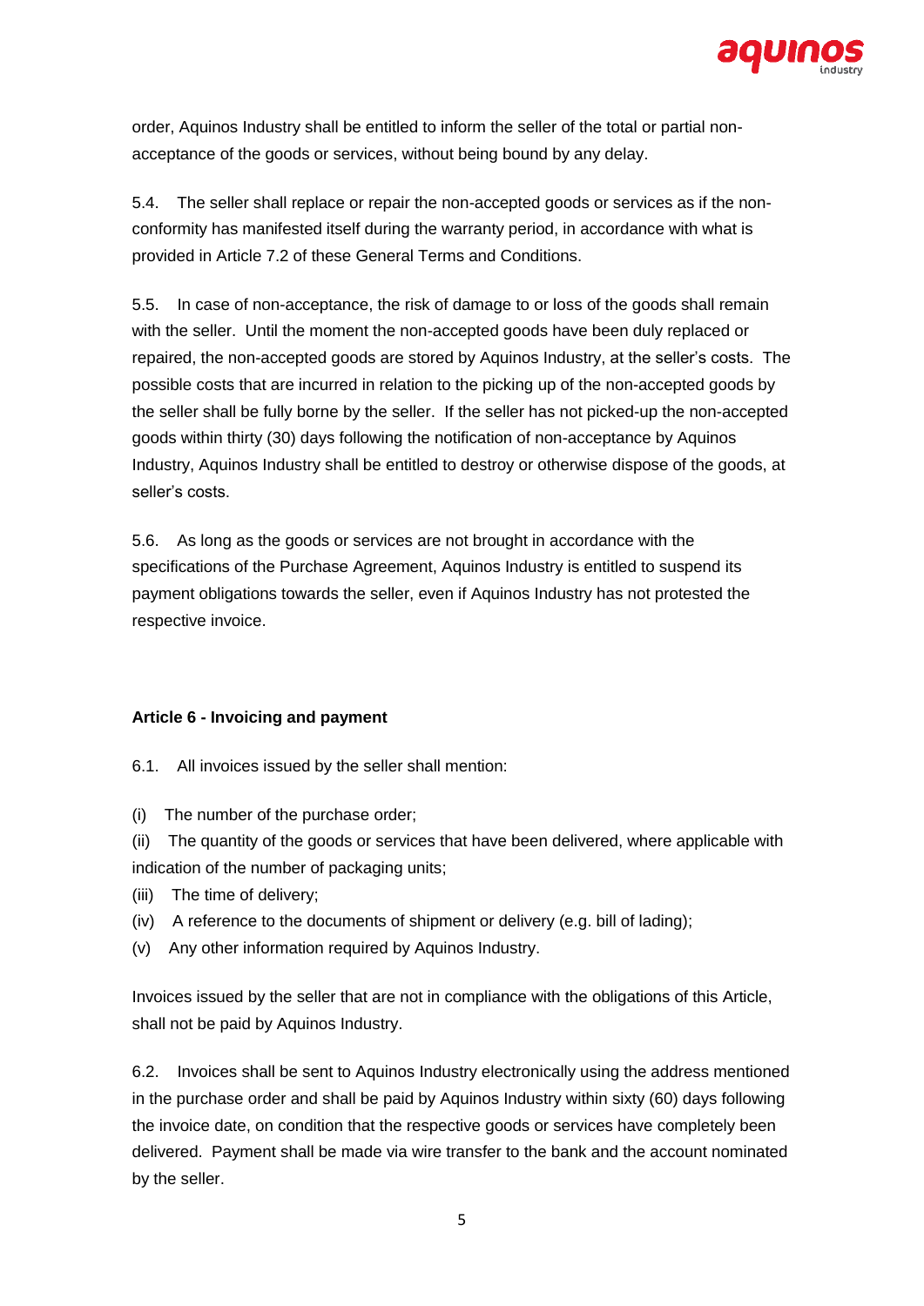order, Aquinos Industry shall be entitled to inform the seller of the total or partial non-acceptance of the goods or services, without being bound by any delay.

5.4. The seller shall replace or repair the non-accepted goods or services as if the non-conformity has manifested itself during the warranty period, in accordance with what is provided in Article 7.2 of these General Terms and Conditions.

5.5. In case of non-acceptance, the risk of damage to or loss of the goods shall remain with the seller. Until the moment the non-accepted goods have been duly replaced or repaired, the non-accepted goods are stored by Aquinos Industry, at the seller's costs. The possible costs that are incurred in relation to the picking up of the non-accepted goods by the seller shall be fully borne by the seller. If the seller has not picked-up the non-accepted goods within thirty (30) days following the notification of non-acceptance by Aquinos Industry, Aquinos Industry shall be entitled to destroy or otherwise dispose of the goods, at seller's costs.

5.6. As long as the goods or services are not brought in accordance with the specifications of the Purchase Agreement, Aquinos Industry is entitled to suspend its payment obligations towards the seller, even if Aquinos Industry has not protested the respective invoice.

**Article 6 - Invoicing and payment**

6.1. All invoices issued by the seller shall mention:

(i) The number of the purchase order;
(ii) The quantity of the goods or services that have been delivered, where applicable with indication of the number of packaging units;
(iii) The time of delivery;
(iv) A reference to the documents of shipment or delivery (e.g. bill of lading);
(v) Any other information required by Aquinos Industry.

Invoices issued by the seller that are not in compliance with the obligations of this Article, shall not be paid by Aquinos Industry.

6.2. Invoices shall be sent to Aquinos Industry electronically using the address mentioned in the purchase order and shall be paid by Aquinos Industry within sixty (60) days following the invoice date, on condition that the respective goods or services have completely been delivered. Payment shall be made via wire transfer to the bank and the account nominated by the seller.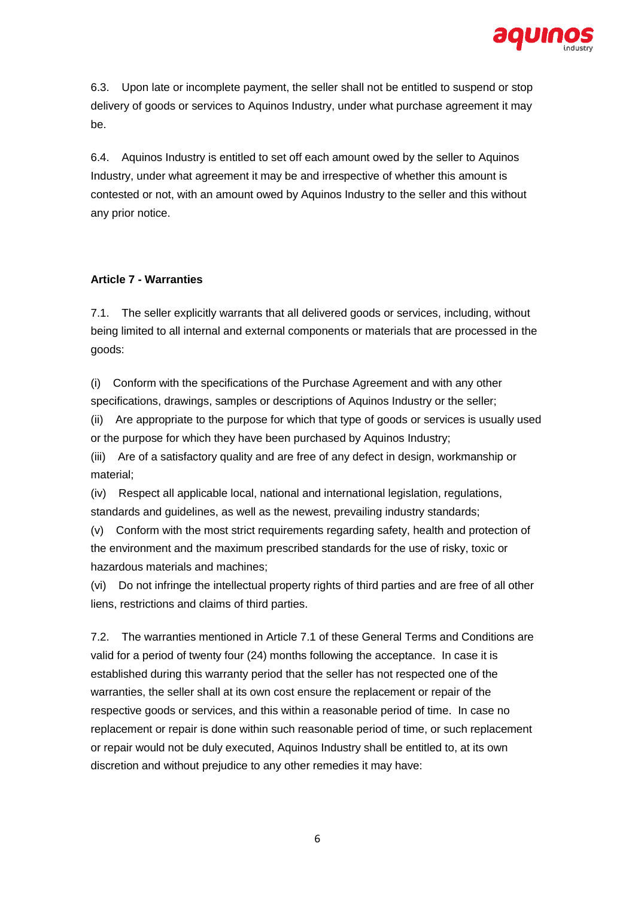6.3. Upon late or incomplete payment, the seller shall not be entitled to suspend or stop delivery of goods or services to Aquinos Industry, under what purchase agreement it may be.

6.4. Aquinos Industry is entitled to set off each amount owed by the seller to Aquinos Industry, under what agreement it may be and irrespective of whether this amount is contested or not, with an amount owed by Aquinos Industry to the seller and this without any prior notice.

**Article 7 - Warranties**

7.1. The seller explicitly warrants that all delivered goods or services, including, without being limited to all internal and external components or materials that are processed in the goods:

(i) Conform with the specifications of the Purchase Agreement and with any other specifications, drawings, samples or descriptions of Aquinos Industry or the seller;
(ii) Are appropriate to the purpose for which that type of goods or services is usually used or the purpose for which they have been purchased by Aquinos Industry;
(iii) Are of a satisfactory quality and are free of any defect in design, workmanship or material;
(iv) Respect all applicable local, national and international legislation, regulations, standards and guidelines, as well as the newest, prevailing industry standards;
(v) Conform with the most strict requirements regarding safety, health and protection of the environment and the maximum prescribed standards for the use of risky, toxic or hazardous materials and machines;
(vi) Do not infringe the intellectual property rights of third parties and are free of all other liens, restrictions and claims of third parties.

7.2. The warranties mentioned in Article 7.1 of these General Terms and Conditions are valid for a period of twenty four (24) months following the acceptance. In case it is established during this warranty period that the seller has not respected one of the warranties, the seller shall at its own cost ensure the replacement or repair of the respective goods or services, and this within a reasonable period of time. In case no replacement or repair is done within such reasonable period of time, or such replacement or repair would not be duly executed, Aquinos Industry shall be entitled to, at its own discretion and without prejudice to any other remedies it may have: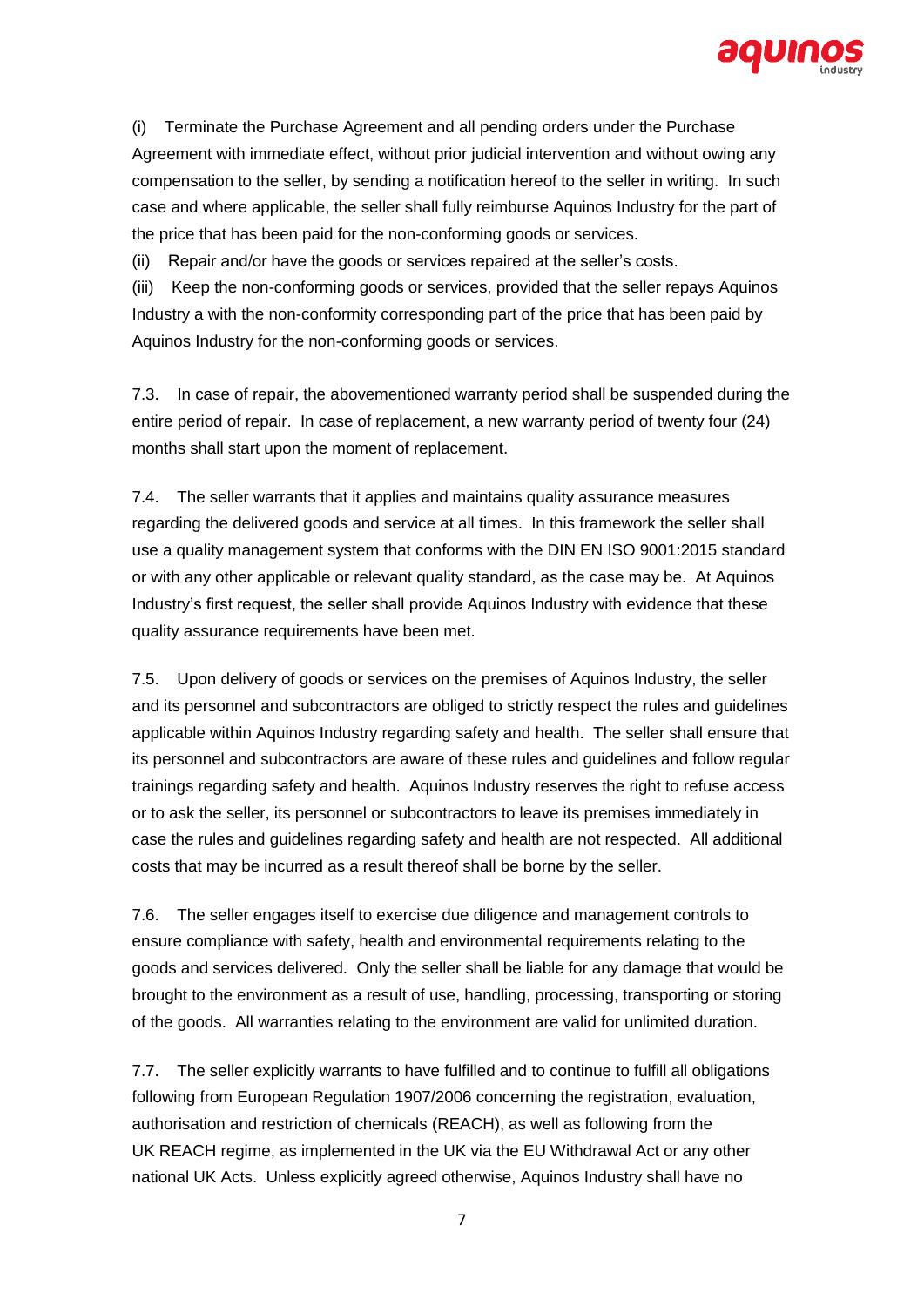(i) Terminate the Purchase Agreement and all pending orders under the Purchase Agreement with immediate effect, without prior judicial intervention and without owing any compensation to the seller, by sending a notification hereof to the seller in writing. In such case and where applicable, the seller shall fully reimburse Aquinos Industry for the part of the price that has been paid for the non-conforming goods or services.

(ii) Repair and/or have the goods or services repaired at the seller's costs.

(iii) Keep the non-conforming goods or services, provided that the seller repays Aquinos Industry a with the non-conformity corresponding part of the price that has been paid by Aquinos Industry for the non-conforming goods or services.

7.3. In case of repair, the abovementioned warranty period shall be suspended during the entire period of repair. In case of replacement, a new warranty period of twenty four (24) months shall start upon the moment of replacement.

7.4. The seller warrants that it applies and maintains quality assurance measures regarding the delivered goods and service at all times. In this framework the seller shall use a quality management system that conforms with the DIN EN ISO 9001:2015 standard or with any other applicable or relevant quality standard, as the case may be. At Aquinos Industry's first request, the seller shall provide Aquinos Industry with evidence that these quality assurance requirements have been met.

7.5. Upon delivery of goods or services on the premises of Aquinos Industry, the seller and its personnel and subcontractors are obliged to strictly respect the rules and guidelines applicable within Aquinos Industry regarding safety and health. The seller shall ensure that its personnel and subcontractors are aware of these rules and guidelines and follow regular trainings regarding safety and health. Aquinos Industry reserves the right to refuse access or to ask the seller, its personnel or subcontractors to leave its premises immediately in case the rules and guidelines regarding safety and health are not respected. All additional costs that may be incurred as a result thereof shall be borne by the seller.

7.6. The seller engages itself to exercise due diligence and management controls to ensure compliance with safety, health and environmental requirements relating to the goods and services delivered. Only the seller shall be liable for any damage that would be brought to the environment as a result of use, handling, processing, transporting or storing of the goods. All warranties relating to the environment are valid for unlimited duration.

7.7. The seller explicitly warrants to have fulfilled and to continue to fulfill all obligations following from European Regulation 1907/2006 concerning the registration, evaluation, authorisation and restriction of chemicals (REACH), as well as following from the UK REACH regime, as implemented in the UK via the EU Withdrawal Act or any other national UK Acts. Unless explicitly agreed otherwise, Aquinos Industry shall have no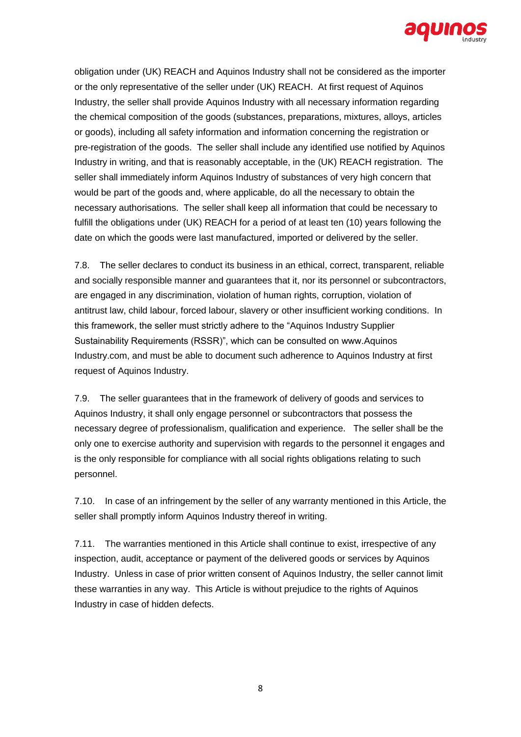obligation under (UK) REACH and Aquinos Industry shall not be considered as the importer or the only representative of the seller under (UK) REACH. At first request of Aquinos Industry, the seller shall provide Aquinos Industry with all necessary information regarding the chemical composition of the goods (substances, preparations, mixtures, alloys, articles or goods), including all safety information and information concerning the registration or pre-registration of the goods. The seller shall include any identified use notified by Aquinos Industry in writing, and that is reasonably acceptable, in the (UK) REACH registration. The seller shall immediately inform Aquinos Industry of substances of very high concern that would be part of the goods and, where applicable, do all the necessary to obtain the necessary authorisations. The seller shall keep all information that could be necessary to fulfill the obligations under (UK) REACH for a period of at least ten (10) years following the date on which the goods were last manufactured, imported or delivered by the seller.

7.8. The seller declares to conduct its business in an ethical, correct, transparent, reliable and socially responsible manner and guarantees that it, nor its personnel or subcontractors, are engaged in any discrimination, violation of human rights, corruption, violation of antitrust law, child labour, forced labour, slavery or other insufficient working conditions. In this framework, the seller must strictly adhere to the "Aquinos Industry Supplier Sustainability Requirements (RSSR)", which can be consulted on www.Aquinos Industry.com, and must be able to document such adherence to Aquinos Industry at first request of Aquinos Industry.

7.9. The seller guarantees that in the framework of delivery of goods and services to Aquinos Industry, it shall only engage personnel or subcontractors that possess the necessary degree of professionalism, qualification and experience. The seller shall be the only one to exercise authority and supervision with regards to the personnel it engages and is the only responsible for compliance with all social rights obligations relating to such personnel.

7.10. In case of an infringement by the seller of any warranty mentioned in this Article, the seller shall promptly inform Aquinos Industry thereof in writing.

7.11. The warranties mentioned in this Article shall continue to exist, irrespective of any inspection, audit, acceptance or payment of the delivered goods or services by Aquinos Industry. Unless in case of prior written consent of Aquinos Industry, the seller cannot limit these warranties in any way. This Article is without prejudice to the rights of Aquinos Industry in case of hidden defects.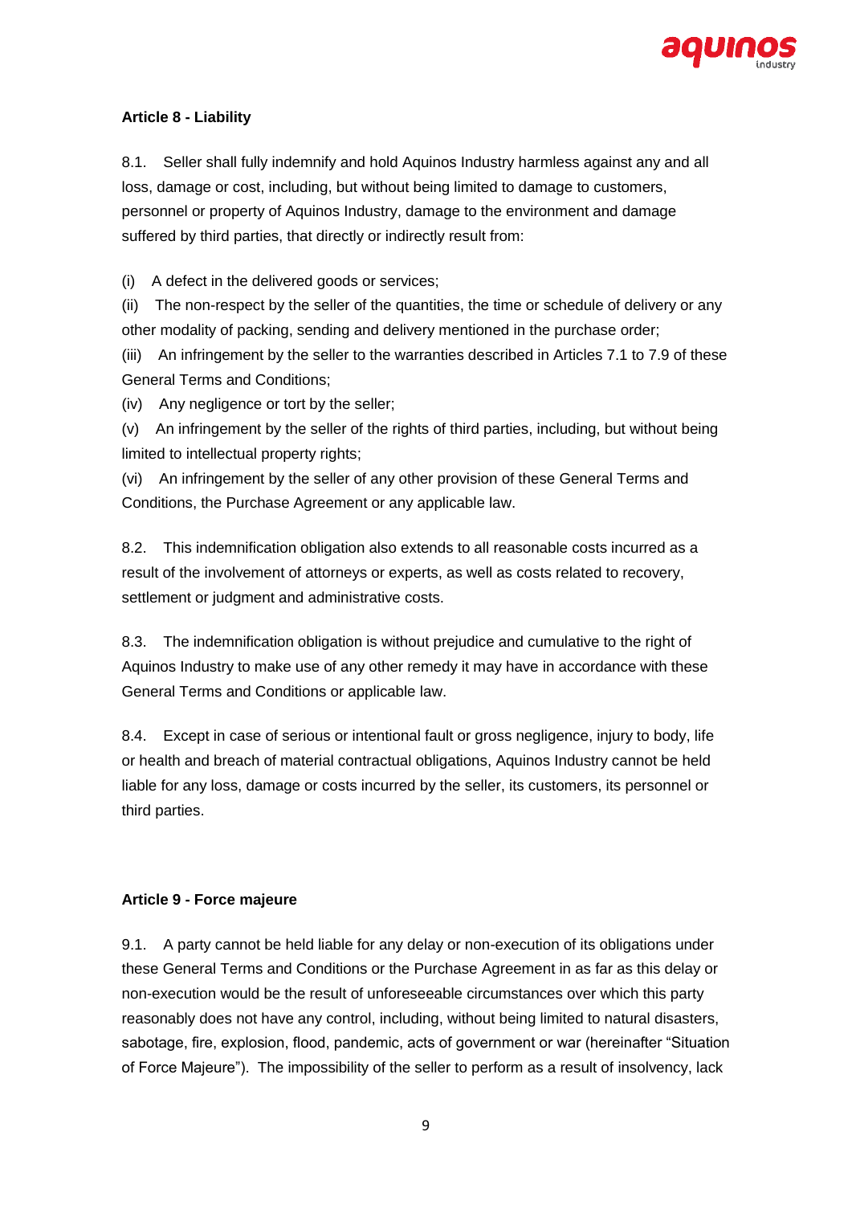**Article 8 - Liability**

8.1. Seller shall fully indemnify and hold Aquinos Industry harmless against any and all loss, damage or cost, including, but without being limited to damage to customers, personnel or property of Aquinos Industry, damage to the environment and damage suffered by third parties, that directly or indirectly result from:

(i) A defect in the delivered goods or services;

(ii) The non-respect by the seller of the quantities, the time or schedule of delivery or any other modality of packing, sending and delivery mentioned in the purchase order;

(iii) An infringement by the seller to the warranties described in Articles 7.1 to 7.9 of these General Terms and Conditions;

(iv) Any negligence or tort by the seller;

(v) An infringement by the seller of the rights of third parties, including, but without being limited to intellectual property rights;

(vi) An infringement by the seller of any other provision of these General Terms and Conditions, the Purchase Agreement or any applicable law.

8.2. This indemnification obligation also extends to all reasonable costs incurred as a result of the involvement of attorneys or experts, as well as costs related to recovery, settlement or judgment and administrative costs.

8.3. The indemnification obligation is without prejudice and cumulative to the right of Aquinos Industry to make use of any other remedy it may have in accordance with these General Terms and Conditions or applicable law.

8.4. Except in case of serious or intentional fault or gross negligence, injury to body, life or health and breach of material contractual obligations, Aquinos Industry cannot be held liable for any loss, damage or costs incurred by the seller, its customers, its personnel or third parties.

**Article 9 - Force majeure**

9.1. A party cannot be held liable for any delay or non-execution of its obligations under these General Terms and Conditions or the Purchase Agreement in as far as this delay or non-execution would be the result of unforeseeable circumstances over which this party reasonably does not have any control, including, without being limited to natural disasters, sabotage, fire, explosion, flood, pandemic, acts of government or war (hereinafter "Situation of Force Majeure"). The impossibility of the seller to perform as a result of insolvency, lack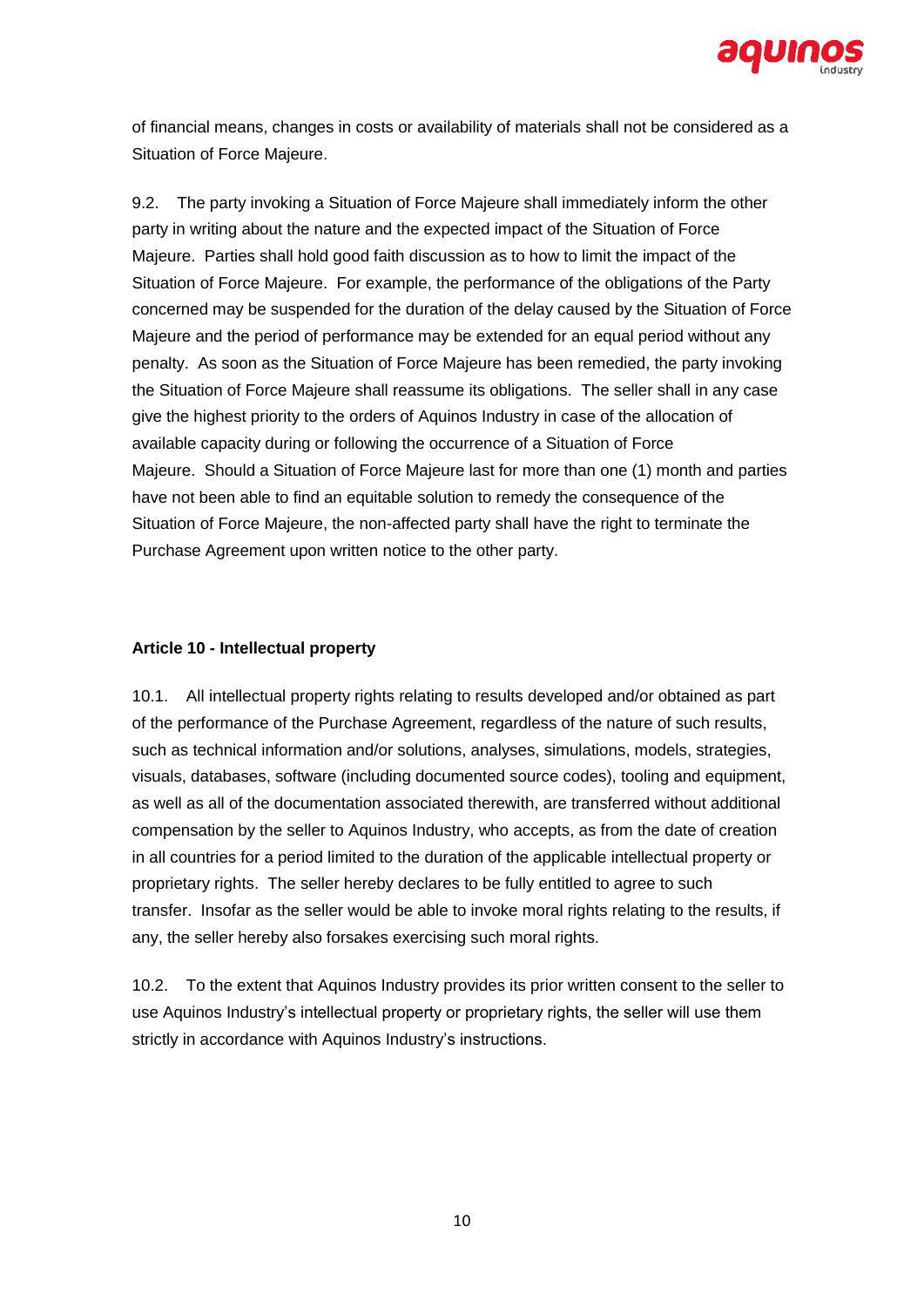of financial means, changes in costs or availability of materials shall not be considered as a Situation of Force Majeure.

9.2. The party invoking a Situation of Force Majeure shall immediately inform the other party in writing about the nature and the expected impact of the Situation of Force Majeure. Parties shall hold good faith discussion as to how to limit the impact of the Situation of Force Majeure. For example, the performance of the obligations of the Party concerned may be suspended for the duration of the delay caused by the Situation of Force Majeure and the period of performance may be extended for an equal period without any penalty. As soon as the Situation of Force Majeure has been remedied, the party invoking the Situation of Force Majeure shall reassume its obligations. The seller shall in any case give the highest priority to the orders of Aquinos Industry in case of the allocation of available capacity during or following the occurrence of a Situation of Force Majeure. Should a Situation of Force Majeure last for more than one (1) month and parties have not been able to find an equitable solution to remedy the consequence of the Situation of Force Majeure, the non-affected party shall have the right to terminate the Purchase Agreement upon written notice to the other party.

**Article 10 - Intellectual property**

10.1. All intellectual property rights relating to results developed and/or obtained as part of the performance of the Purchase Agreement, regardless of the nature of such results, such as technical information and/or solutions, analyses, simulations, models, strategies, visuals, databases, software (including documented source codes), tooling and equipment, as well as all of the documentation associated therewith, are transferred without additional compensation by the seller to Aquinos Industry, who accepts, as from the date of creation in all countries for a period limited to the duration of the applicable intellectual property or proprietary rights. The seller hereby declares to be fully entitled to agree to such transfer. Insofar as the seller would be able to invoke moral rights relating to the results, if any, the seller hereby also forsakes exercising such moral rights.

10.2. To the extent that Aquinos Industry provides its prior written consent to the seller to use Aquinos Industry's intellectual property or proprietary rights, the seller will use them strictly in accordance with Aquinos Industry's instructions.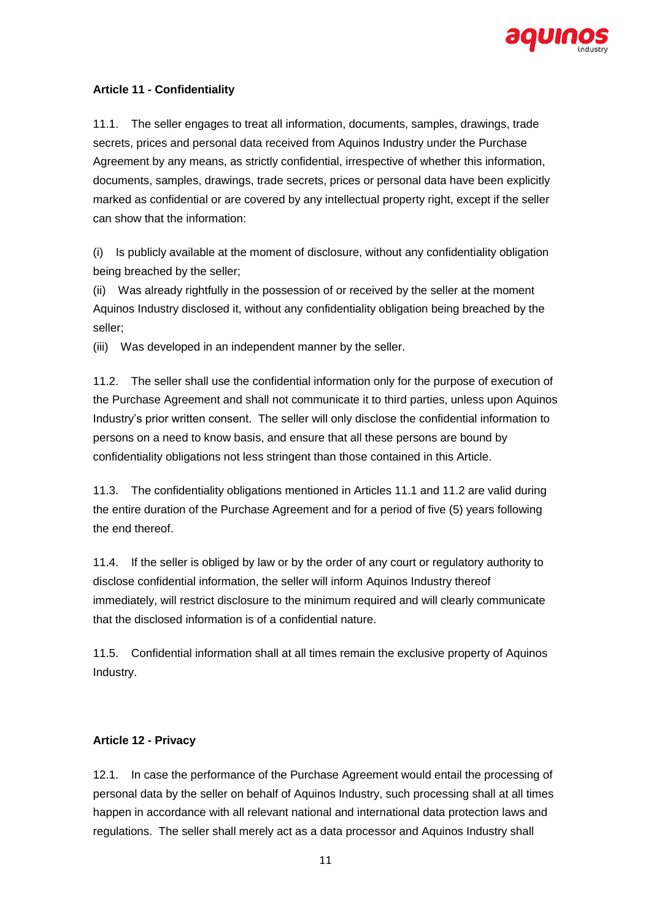**Article 11 - Confidentiality**

11.1. The seller engages to treat all information, documents, samples, drawings, trade secrets, prices and personal data received from Aquinos Industry under the Purchase Agreement by any means, as strictly confidential, irrespective of whether this information, documents, samples, drawings, trade secrets, prices or personal data have been explicitly marked as confidential or are covered by any intellectual property right, except if the seller can show that the information:

(i) Is publicly available at the moment of disclosure, without any confidentiality obligation being breached by the seller;
(ii) Was already rightfully in the possession of or received by the seller at the moment Aquinos Industry disclosed it, without any confidentiality obligation being breached by the seller;
(iii) Was developed in an independent manner by the seller.

11.2. The seller shall use the confidential information only for the purpose of execution of the Purchase Agreement and shall not communicate it to third parties, unless upon Aquinos Industry's prior written consent. The seller will only disclose the confidential information to persons on a need to know basis, and ensure that all these persons are bound by confidentiality obligations not less stringent than those contained in this Article.

11.3. The confidentiality obligations mentioned in Articles 11.1 and 11.2 are valid during the entire duration of the Purchase Agreement and for a period of five (5) years following the end thereof.

11.4. If the seller is obliged by law or by the order of any court or regulatory authority to disclose confidential information, the seller will inform Aquinos Industry thereof immediately, will restrict disclosure to the minimum required and will clearly communicate that the disclosed information is of a confidential nature.

11.5. Confidential information shall at all times remain the exclusive property of Aquinos Industry.

**Article 12 - Privacy**

12.1. In case the performance of the Purchase Agreement would entail the processing of personal data by the seller on behalf of Aquinos Industry, such processing shall at all times happen in accordance with all relevant national and international data protection laws and regulations. The seller shall merely act as a data processor and Aquinos Industry shall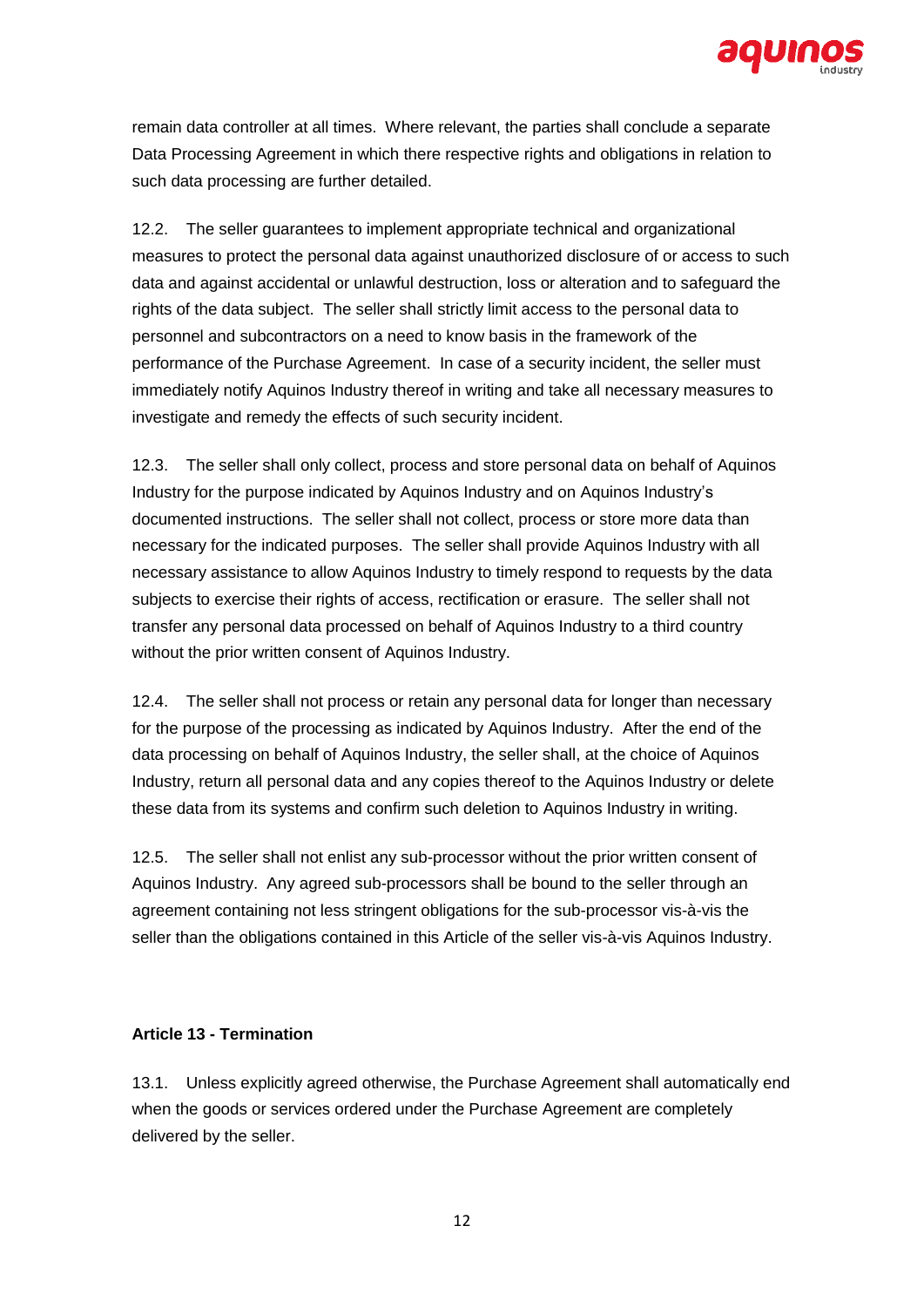remain data controller at all times. Where relevant, the parties shall conclude a separate Data Processing Agreement in which there respective rights and obligations in relation to such data processing are further detailed.

12.2. The seller guarantees to implement appropriate technical and organizational measures to protect the personal data against unauthorized disclosure of or access to such data and against accidental or unlawful destruction, loss or alteration and to safeguard the rights of the data subject. The seller shall strictly limit access to the personal data to personnel and subcontractors on a need to know basis in the framework of the performance of the Purchase Agreement. In case of a security incident, the seller must immediately notify Aquinos Industry thereof in writing and take all necessary measures to investigate and remedy the effects of such security incident.

12.3. The seller shall only collect, process and store personal data on behalf of Aquinos Industry for the purpose indicated by Aquinos Industry and on Aquinos Industry's documented instructions. The seller shall not collect, process or store more data than necessary for the indicated purposes. The seller shall provide Aquinos Industry with all necessary assistance to allow Aquinos Industry to timely respond to requests by the data subjects to exercise their rights of access, rectification or erasure. The seller shall not transfer any personal data processed on behalf of Aquinos Industry to a third country without the prior written consent of Aquinos Industry.

12.4. The seller shall not process or retain any personal data for longer than necessary for the purpose of the processing as indicated by Aquinos Industry. After the end of the data processing on behalf of Aquinos Industry, the seller shall, at the choice of Aquinos Industry, return all personal data and any copies thereof to the Aquinos Industry or delete these data from its systems and confirm such deletion to Aquinos Industry in writing.

12.5. The seller shall not enlist any sub-processor without the prior written consent of Aquinos Industry. Any agreed sub-processors shall be bound to the seller through an agreement containing not less stringent obligations for the sub-processor vis-à-vis the seller than the obligations contained in this Article of the seller vis-à-vis Aquinos Industry.

**Article 13 - Termination**

13.1. Unless explicitly agreed otherwise, the Purchase Agreement shall automatically end when the goods or services ordered under the Purchase Agreement are completely delivered by the seller.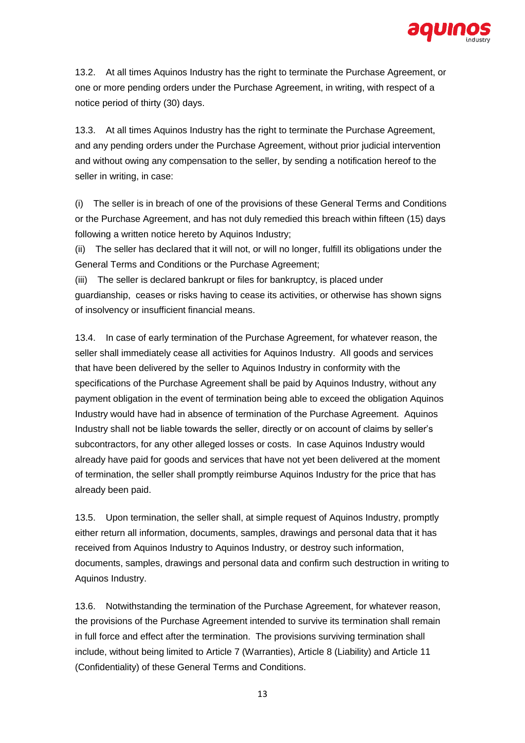13.2. At all times Aquinos Industry has the right to terminate the Purchase Agreement, or one or more pending orders under the Purchase Agreement, in writing, with respect of a notice period of thirty (30) days.

13.3. At all times Aquinos Industry has the right to terminate the Purchase Agreement, and any pending orders under the Purchase Agreement, without prior judicial intervention and without owing any compensation to the seller, by sending a notification hereof to the seller in writing, in case:

(i) The seller is in breach of one of the provisions of these General Terms and Conditions or the Purchase Agreement, and has not duly remedied this breach within fifteen (15) days following a written notice hereto by Aquinos Industry;
(ii) The seller has declared that it will not, or will no longer, fulfill its obligations under the General Terms and Conditions or the Purchase Agreement;
(iii) The seller is declared bankrupt or files for bankruptcy, is placed under guardianship, ceases or risks having to cease its activities, or otherwise has shown signs of insolvency or insufficient financial means.

13.4. In case of early termination of the Purchase Agreement, for whatever reason, the seller shall immediately cease all activities for Aquinos Industry. All goods and services that have been delivered by the seller to Aquinos Industry in conformity with the specifications of the Purchase Agreement shall be paid by Aquinos Industry, without any payment obligation in the event of termination being able to exceed the obligation Aquinos Industry would have had in absence of termination of the Purchase Agreement. Aquinos Industry shall not be liable towards the seller, directly or on account of claims by seller's subcontractors, for any other alleged losses or costs. In case Aquinos Industry would already have paid for goods and services that have not yet been delivered at the moment of termination, the seller shall promptly reimburse Aquinos Industry for the price that has already been paid.

13.5. Upon termination, the seller shall, at simple request of Aquinos Industry, promptly either return all information, documents, samples, drawings and personal data that it has received from Aquinos Industry to Aquinos Industry, or destroy such information, documents, samples, drawings and personal data and confirm such destruction in writing to Aquinos Industry.

13.6. Notwithstanding the termination of the Purchase Agreement, for whatever reason, the provisions of the Purchase Agreement intended to survive its termination shall remain in full force and effect after the termination. The provisions surviving termination shall include, without being limited to Article 7 (Warranties), Article 8 (Liability) and Article 11 (Confidentiality) of these General Terms and Conditions.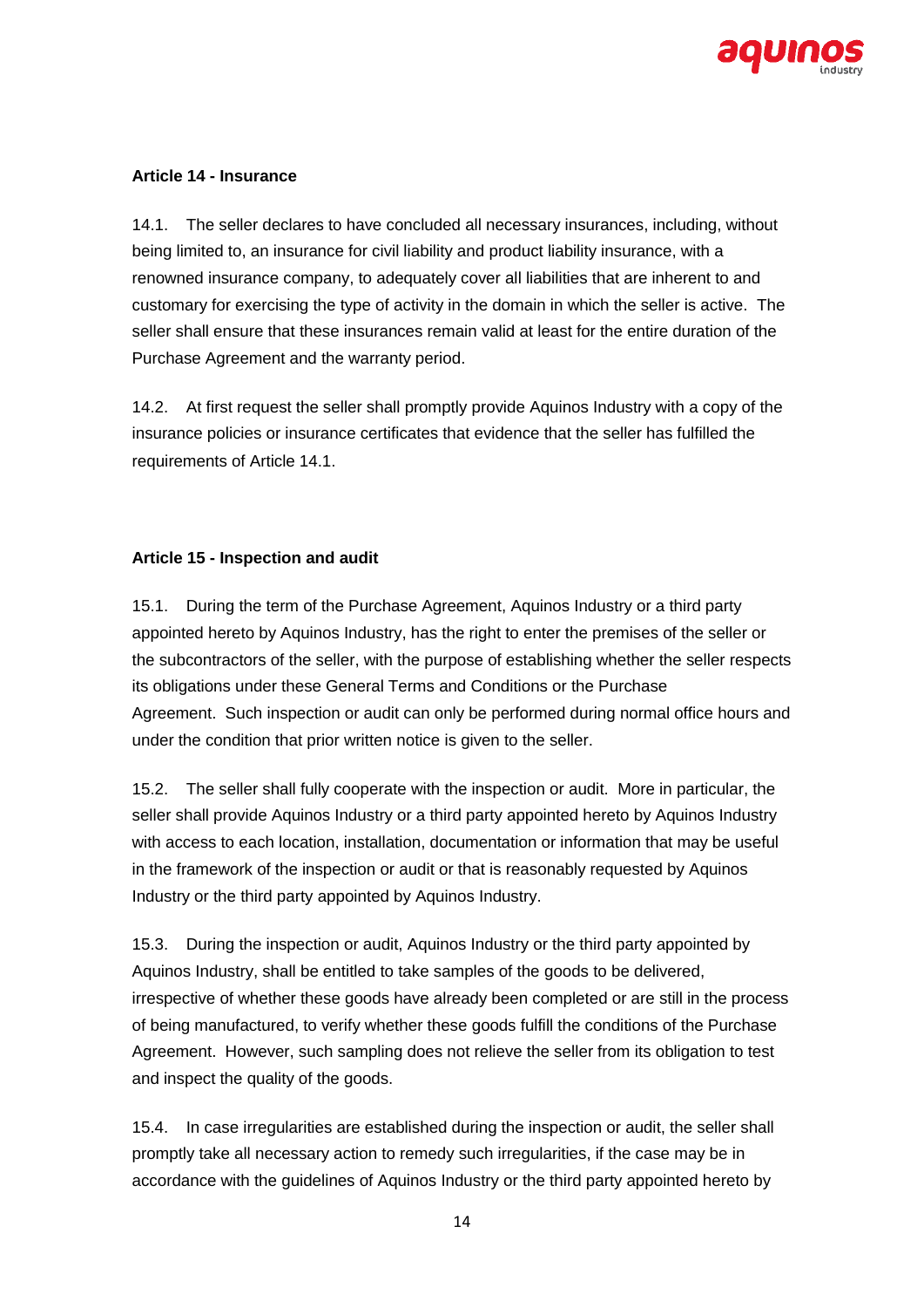**Article 14 - Insurance**

14.1. The seller declares to have concluded all necessary insurances, including, without being limited to, an insurance for civil liability and product liability insurance, with a renowned insurance company, to adequately cover all liabilities that are inherent to and customary for exercising the type of activity in the domain in which the seller is active. The seller shall ensure that these insurances remain valid at least for the entire duration of the Purchase Agreement and the warranty period.

14.2. At first request the seller shall promptly provide Aquinos Industry with a copy of the insurance policies or insurance certificates that evidence that the seller has fulfilled the requirements of Article 14.1.

**Article 15 - Inspection and audit**

15.1. During the term of the Purchase Agreement, Aquinos Industry or a third party appointed hereto by Aquinos Industry, has the right to enter the premises of the seller or the subcontractors of the seller, with the purpose of establishing whether the seller respects its obligations under these General Terms and Conditions or the Purchase Agreement. Such inspection or audit can only be performed during normal office hours and under the condition that prior written notice is given to the seller.

15.2. The seller shall fully cooperate with the inspection or audit. More in particular, the seller shall provide Aquinos Industry or a third party appointed hereto by Aquinos Industry with access to each location, installation, documentation or information that may be useful in the framework of the inspection or audit or that is reasonably requested by Aquinos Industry or the third party appointed by Aquinos Industry.

15.3. During the inspection or audit, Aquinos Industry or the third party appointed by Aquinos Industry, shall be entitled to take samples of the goods to be delivered, irrespective of whether these goods have already been completed or are still in the process of being manufactured, to verify whether these goods fulfill the conditions of the Purchase Agreement. However, such sampling does not relieve the seller from its obligation to test and inspect the quality of the goods.

15.4. In case irregularities are established during the inspection or audit, the seller shall promptly take all necessary action to remedy such irregularities, if the case may be in accordance with the guidelines of Aquinos Industry or the third party appointed hereto by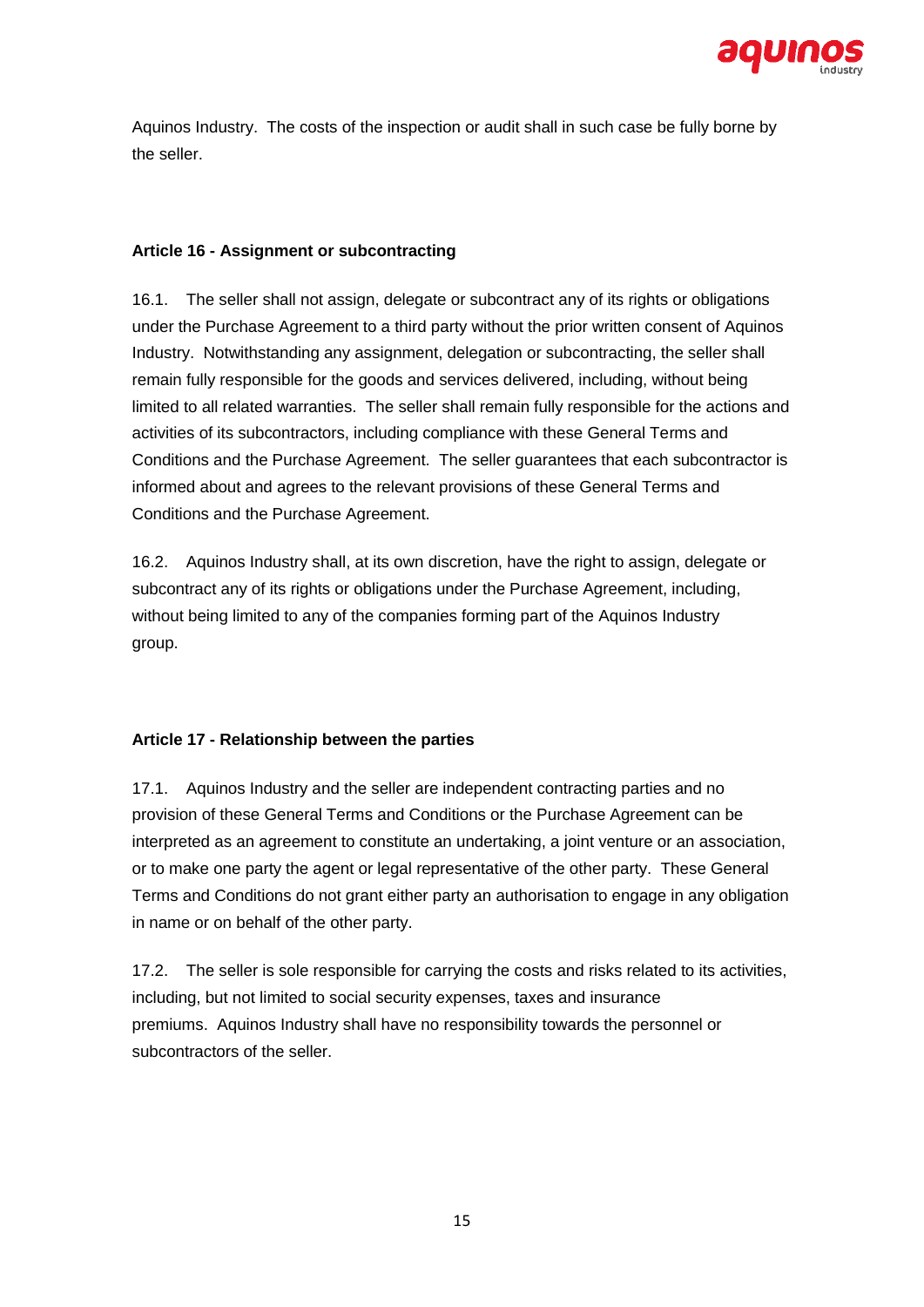Aquinos Industry. The costs of the inspection or audit shall in such case be fully borne by the seller.

**Article 16 - Assignment or subcontracting**

16.1. The seller shall not assign, delegate or subcontract any of its rights or obligations under the Purchase Agreement to a third party without the prior written consent of Aquinos Industry. Notwithstanding any assignment, delegation or subcontracting, the seller shall remain fully responsible for the goods and services delivered, including, without being limited to all related warranties. The seller shall remain fully responsible for the actions and activities of its subcontractors, including compliance with these General Terms and Conditions and the Purchase Agreement. The seller guarantees that each subcontractor is informed about and agrees to the relevant provisions of these General Terms and Conditions and the Purchase Agreement.

16.2. Aquinos Industry shall, at its own discretion, have the right to assign, delegate or subcontract any of its rights or obligations under the Purchase Agreement, including, without being limited to any of the companies forming part of the Aquinos Industry group.

**Article 17 - Relationship between the parties**

17.1. Aquinos Industry and the seller are independent contracting parties and no provision of these General Terms and Conditions or the Purchase Agreement can be interpreted as an agreement to constitute an undertaking, a joint venture or an association, or to make one party the agent or legal representative of the other party. These General Terms and Conditions do not grant either party an authorisation to engage in any obligation in name or on behalf of the other party.

17.2. The seller is sole responsible for carrying the costs and risks related to its activities, including, but not limited to social security expenses, taxes and insurance premiums. Aquinos Industry shall have no responsibility towards the personnel or subcontractors of the seller.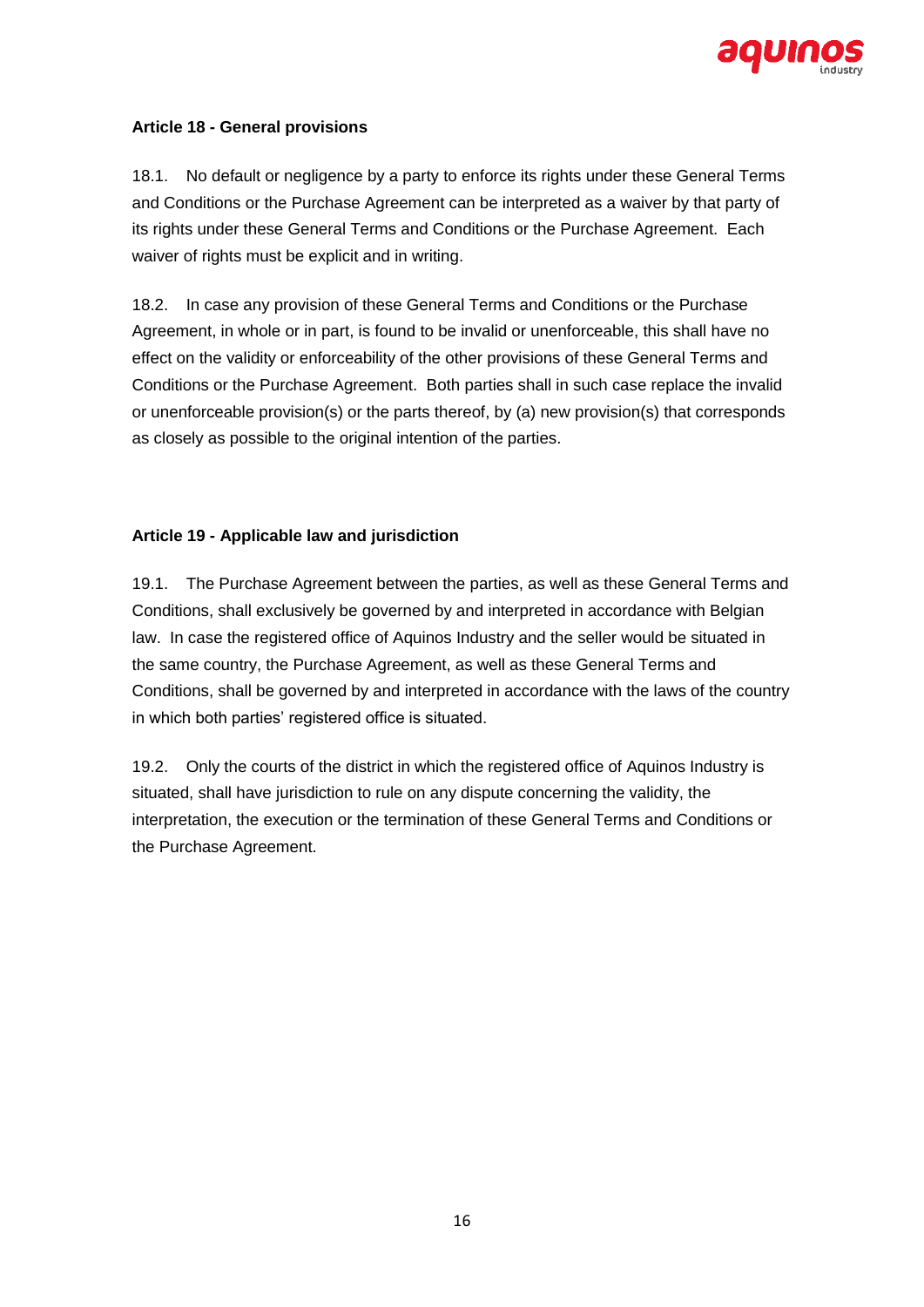**Article 18 - General provisions**

18.1. No default or negligence by a party to enforce its rights under these General Terms and Conditions or the Purchase Agreement can be interpreted as a waiver by that party of its rights under these General Terms and Conditions or the Purchase Agreement. Each waiver of rights must be explicit and in writing.

18.2. In case any provision of these General Terms and Conditions or the Purchase Agreement, in whole or in part, is found to be invalid or unenforceable, this shall have no effect on the validity or enforceability of the other provisions of these General Terms and Conditions or the Purchase Agreement. Both parties shall in such case replace the invalid or unenforceable provision(s) or the parts thereof, by (a) new provision(s) that corresponds as closely as possible to the original intention of the parties.

**Article 19 - Applicable law and jurisdiction**

19.1. The Purchase Agreement between the parties, as well as these General Terms and Conditions, shall exclusively be governed by and interpreted in accordance with Belgian law. In case the registered office of Aquinos Industry and the seller would be situated in the same country, the Purchase Agreement, as well as these General Terms and Conditions, shall be governed by and interpreted in accordance with the laws of the country in which both parties' registered office is situated.

19.2. Only the courts of the district in which the registered office of Aquinos Industry is situated, shall have jurisdiction to rule on any dispute concerning the validity, the interpretation, the execution or the termination of these General Terms and Conditions or the Purchase Agreement.